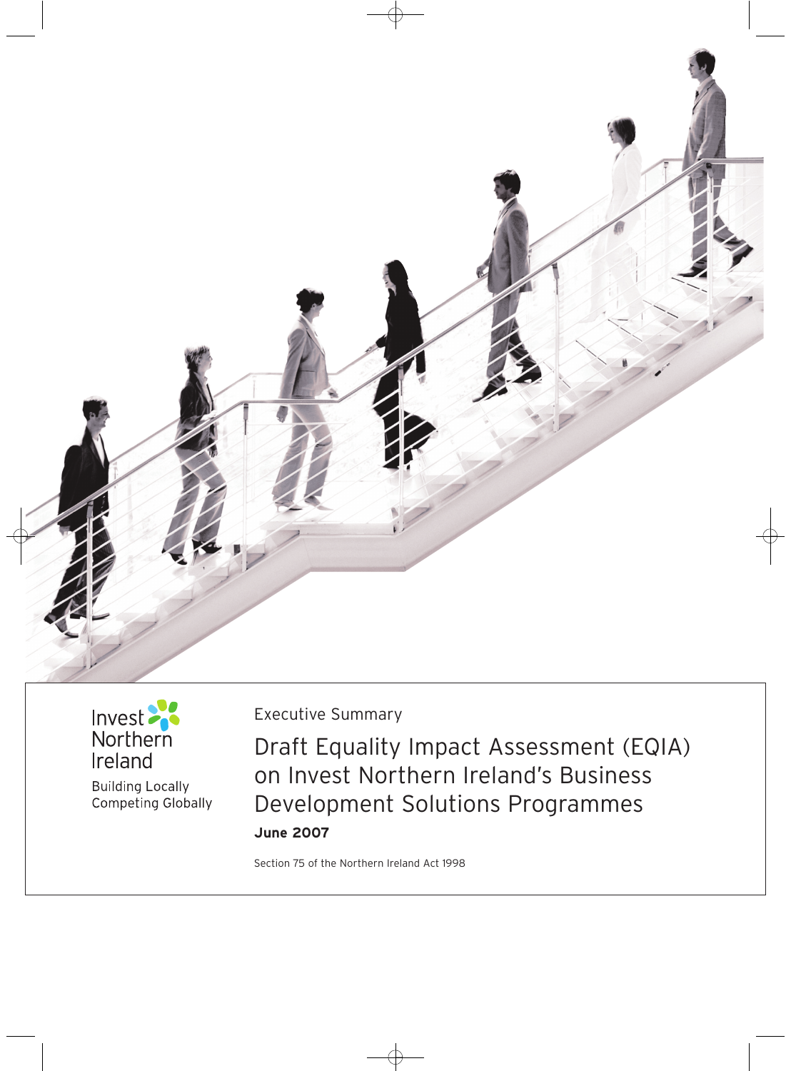Invest Northern Ireland

Building Locally
Competing Globally

Executive Summary

# Draft Equality Impact Assessment (EQIA) on Invest Northern Ireland's Business Development Solutions Programmes

**June 2007**

Section 75 of the Northern Ireland Act 1998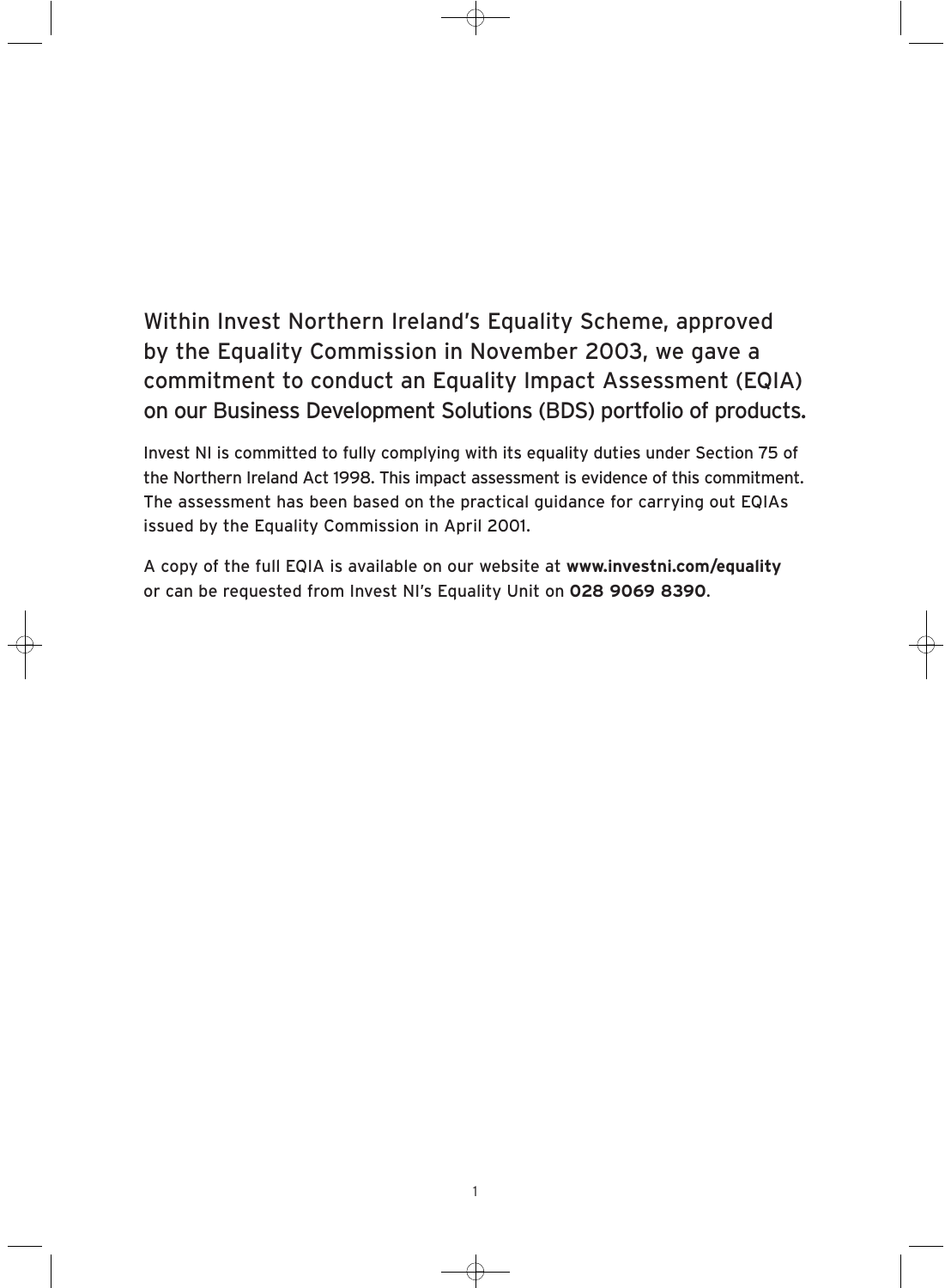Within Invest Northern Ireland's Equality Scheme, approved by the Equality Commission in November 2003, we gave a commitment to conduct an Equality Impact Assessment (EQIA) on our Business Development Solutions (BDS) portfolio of products.

Invest NI is committed to fully complying with its equality duties under Section 75 of the Northern Ireland Act 1998. This impact assessment is evidence of this commitment. The assessment has been based on the practical guidance for carrying out EQIAs issued by the Equality Commission in April 2001.

A copy of the full EQIA is available on our website at **www.investni.com/equality** or can be requested from Invest NI's Equality Unit on **028 9069 8390**.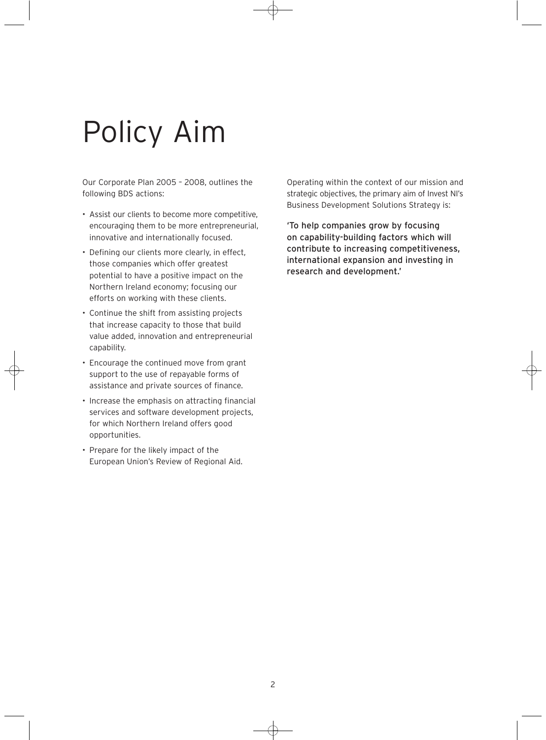# Policy Aim

Our Corporate Plan 2005 – 2008, outlines the following BDS actions:

- Assist our clients to become more competitive, encouraging them to be more entrepreneurial, innovative and internationally focused.
- Defining our clients more clearly, in effect, those companies which offer greatest potential to have a positive impact on the Northern Ireland economy; focusing our efforts on working with these clients.
- Continue the shift from assisting projects that increase capacity to those that build value added, innovation and entrepreneurial capability.
- Encourage the continued move from grant support to the use of repayable forms of assistance and private sources of finance.
- Increase the emphasis on attracting financial services and software development projects, for which Northern Ireland offers good opportunities.
- Prepare for the likely impact of the European Union's Review of Regional Aid.

Operating within the context of our mission and strategic objectives, the primary aim of Invest NI's Business Development Solutions Strategy is:

**'To help companies grow by focusing on capability-building factors which will contribute to increasing competitiveness, international expansion and investing in research and development.'**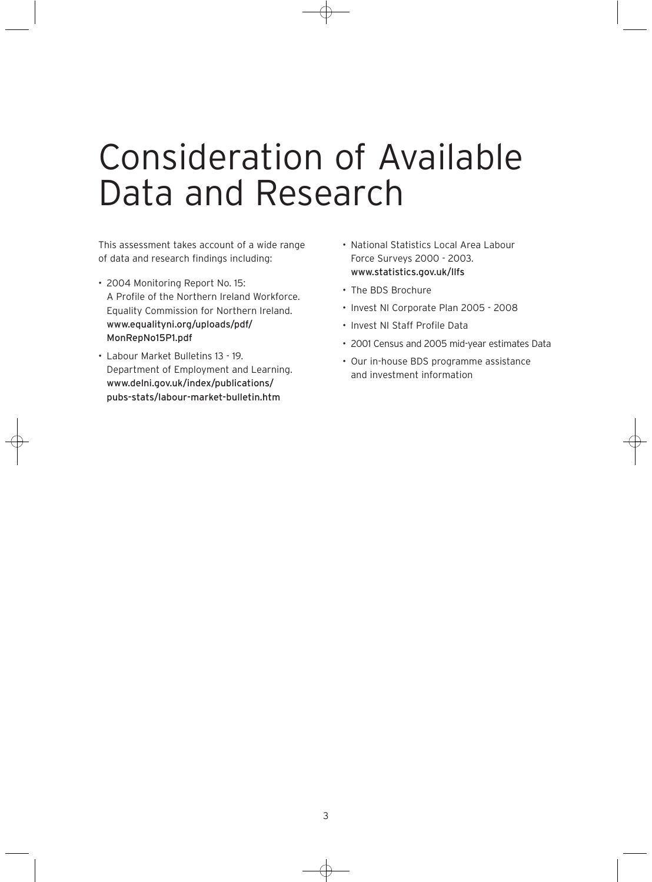# Consideration of Available Data and Research

This assessment takes account of a wide range of data and research findings including:

- 2004 Monitoring Report No. 15: A Profile of the Northern Ireland Workforce. Equality Commission for Northern Ireland. www.equalityni.org/uploads/pdf/MonRepNo15P1.pdf
- Labour Market Bulletins 13 - 19. Department of Employment and Learning. www.delni.gov.uk/index/publications/pubs-stats/labour-market-bulletin.htm
- National Statistics Local Area Labour Force Surveys 2000 - 2003. www.statistics.gov.uk/llfs
- The BDS Brochure
- Invest NI Corporate Plan 2005 - 2008
- Invest NI Staff Profile Data
- 2001 Census and 2005 mid-year estimates Data
- Our in-house BDS programme assistance and investment information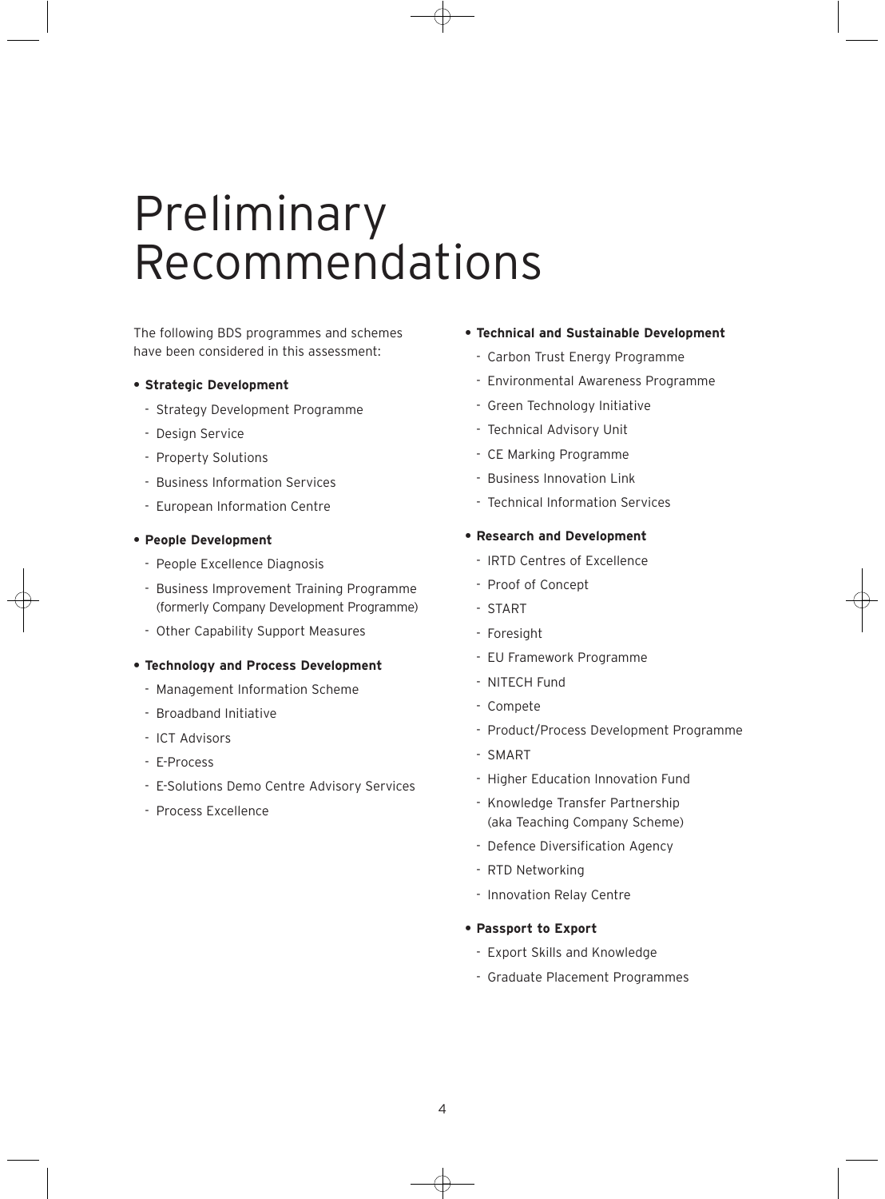# Preliminary Recommendations

The following BDS programmes and schemes have been considered in this assessment:

- **Strategic Development**
  - Strategy Development Programme
  - Design Service
  - Property Solutions
  - Business Information Services
  - European Information Centre
- **People Development**
  - People Excellence Diagnosis
  - Business Improvement Training Programme (formerly Company Development Programme)
  - Other Capability Support Measures
- **Technology and Process Development**
  - Management Information Scheme
  - Broadband Initiative
  - ICT Advisors
  - E-Process
  - E-Solutions Demo Centre Advisory Services
  - Process Excellence
- **Technical and Sustainable Development**
  - Carbon Trust Energy Programme
  - Environmental Awareness Programme
  - Green Technology Initiative
  - Technical Advisory Unit
  - CE Marking Programme
  - Business Innovation Link
  - Technical Information Services
- **Research and Development**
  - IRTD Centres of Excellence
  - Proof of Concept
  - START
  - Foresight
  - EU Framework Programme
  - NITECH Fund
  - Compete
  - Product/Process Development Programme
  - SMART
  - Higher Education Innovation Fund
  - Knowledge Transfer Partnership (aka Teaching Company Scheme)
  - Defence Diversification Agency
  - RTD Networking
  - Innovation Relay Centre
- **Passport to Export**
  - Export Skills and Knowledge
  - Graduate Placement Programmes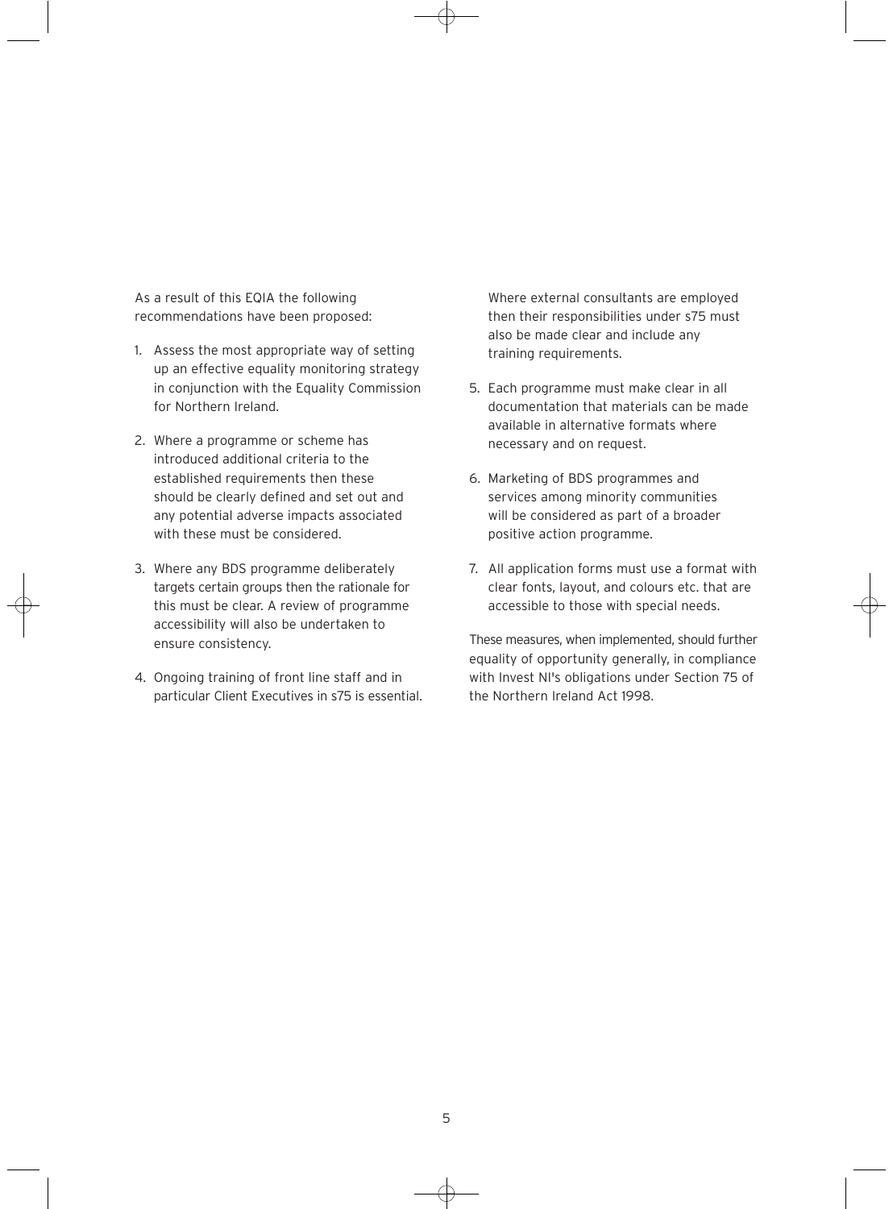As a result of this EQIA the following recommendations have been proposed:

1. Assess the most appropriate way of setting up an effective equality monitoring strategy in conjunction with the Equality Commission for Northern Ireland.

2. Where a programme or scheme has introduced additional criteria to the established requirements then these should be clearly defined and set out and any potential adverse impacts associated with these must be considered.

3. Where any BDS programme deliberately targets certain groups then the rationale for this must be clear. A review of programme accessibility will also be undertaken to ensure consistency.

4. Ongoing training of front line staff and in particular Client Executives in s75 is essential. Where external consultants are employed then their responsibilities under s75 must also be made clear and include any training requirements.

5. Each programme must make clear in all documentation that materials can be made available in alternative formats where necessary and on request.

6. Marketing of BDS programmes and services among minority communities will be considered as part of a broader positive action programme.

7. All application forms must use a format with clear fonts, layout, and colours etc. that are accessible to those with special needs.

These measures, when implemented, should further equality of opportunity generally, in compliance with Invest NI's obligations under Section 75 of the Northern Ireland Act 1998.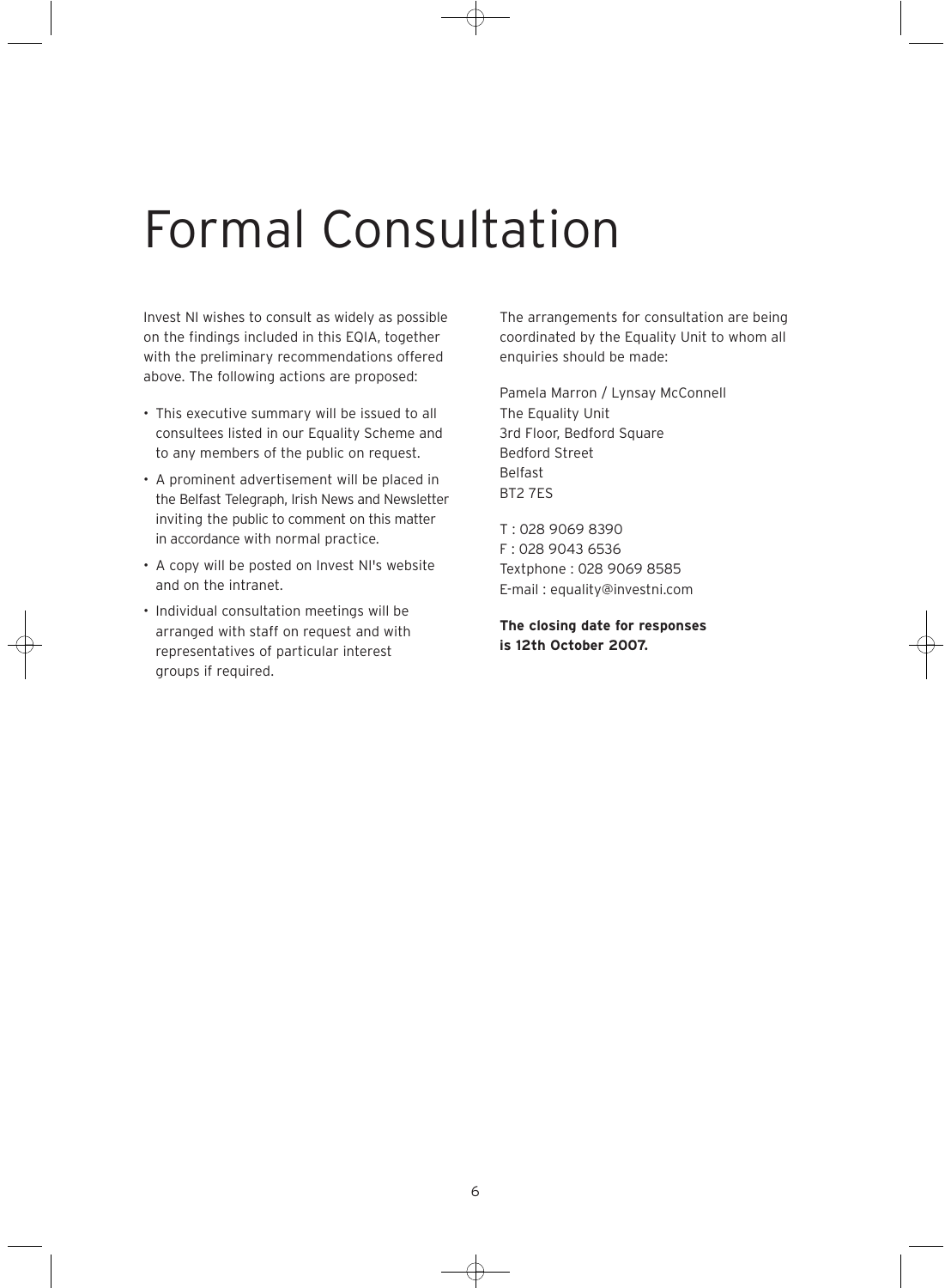# Formal Consultation

Invest NI wishes to consult as widely as possible on the findings included in this EQIA, together with the preliminary recommendations offered above. The following actions are proposed:

- This executive summary will be issued to all consultees listed in our Equality Scheme and to any members of the public on request.
- A prominent advertisement will be placed in the Belfast Telegraph, Irish News and Newsletter inviting the public to comment on this matter in accordance with normal practice.
- A copy will be posted on Invest NI's website and on the intranet.
- Individual consultation meetings will be arranged with staff on request and with representatives of particular interest groups if required.

The arrangements for consultation are being coordinated by the Equality Unit to whom all enquiries should be made:

Pamela Marron / Lynsay McConnell
The Equality Unit
3rd Floor, Bedford Square
Bedford Street
Belfast
BT2 7ES

T : 028 9069 8390
F : 028 9043 6536
Textphone : 028 9069 8585
E-mail : equality@investni.com

**The closing date for responses is 12th October 2007.**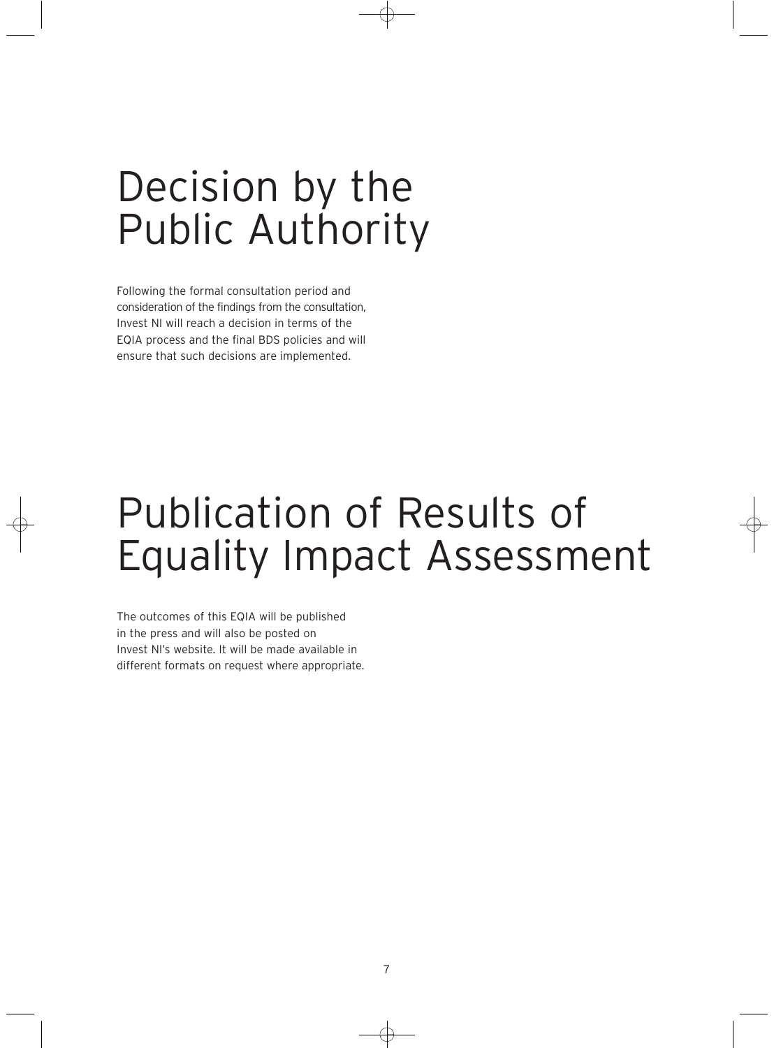# Decision by the Public Authority

Following the formal consultation period and consideration of the findings from the consultation, Invest NI will reach a decision in terms of the EQIA process and the final BDS policies and will ensure that such decisions are implemented.

# Publication of Results of Equality Impact Assessment

The outcomes of this EQIA will be published in the press and will also be posted on Invest NI's website. It will be made available in different formats on request where appropriate.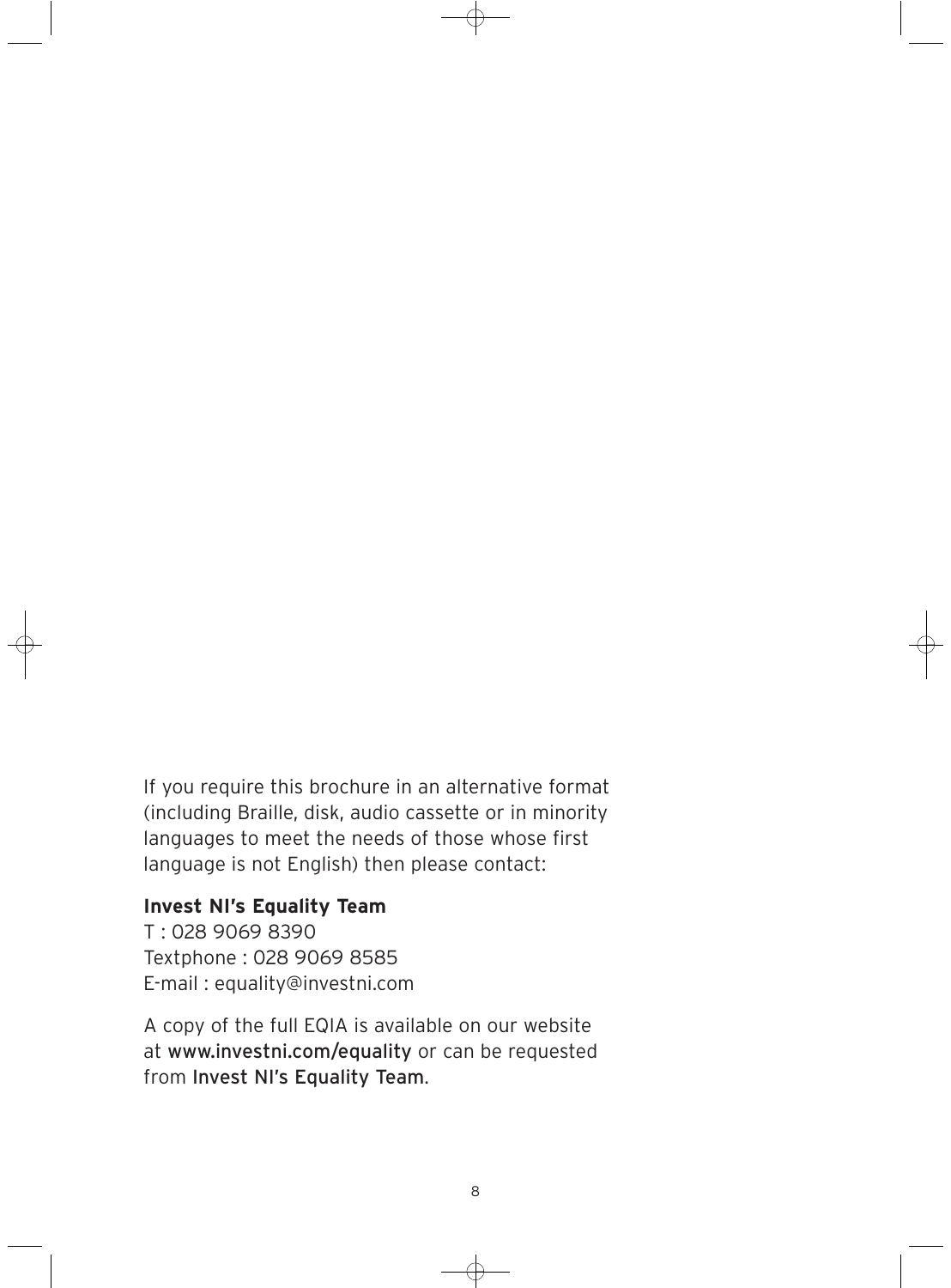If you require this brochure in an alternative format (including Braille, disk, audio cassette or in minority languages to meet the needs of those whose first language is not English) then please contact:

**Invest NI's Equality Team**
T : 028 9069 8390
Textphone : 028 9069 8585
E-mail : equality@investni.com

A copy of the full EQIA is available on our website at www.investni.com/equality or can be requested from Invest NI's Equality Team.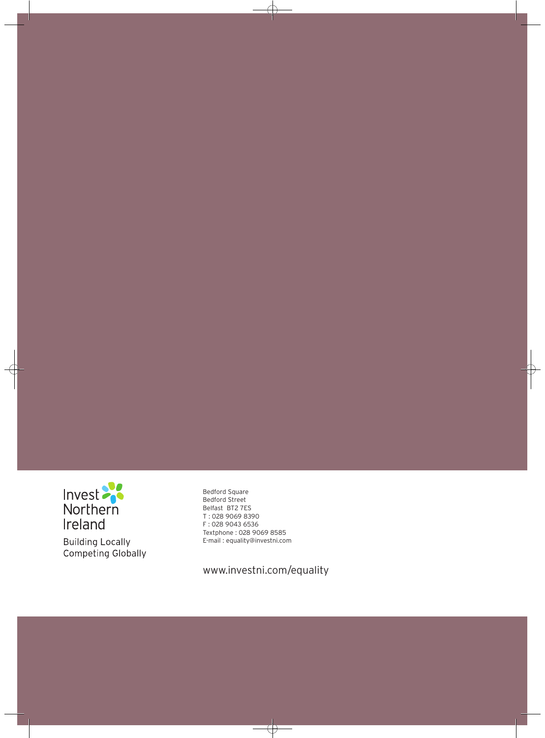Invest Northern Ireland

Building Locally
Competing Globally

Bedford Square
Bedford Street
Belfast BT2 7ES
T : 028 9069 8390
F : 028 9043 6536
Textphone : 028 9069 8585
E-mail : equality@investni.com

www.investni.com/equality